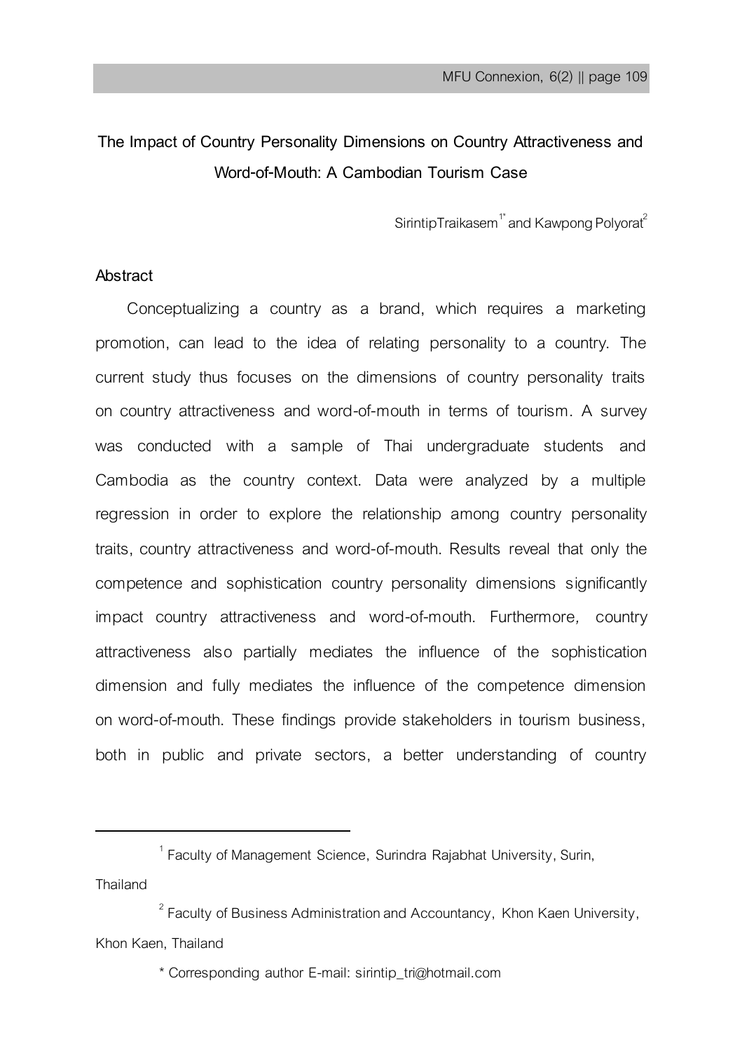# The Impact of Country Personality Dimensions on Country Attractiveness and Word-of-Mouth: A Cambodian Tourism Case

SirintipTraikasem[1*] and Kawpong Polyorat[2]

## Abstract

Conceptualizing a country as a brand, which requires a marketing promotion, can lead to the idea of relating personality to a country. The current study thus focuses on the dimensions of country personality traits on country attractiveness and word-of-mouth in terms of tourism. A survey was conducted with a sample of Thai undergraduate students and Cambodia as the country context. Data were analyzed by a multiple regression in order to explore the relationship among country personality traits, country attractiveness and word-of-mouth. Results reveal that only the competence and sophistication country personality dimensions significantly impact country attractiveness and word-of-mouth. Furthermore, country attractiveness also partially mediates the influence of the sophistication dimension and fully mediates the influence of the competence dimension on word-of-mouth. These findings provide stakeholders in tourism business, both in public and private sectors, a better understanding of country

---

[1] Faculty of Management Science, Surindra Rajabhat University, Surin, Thailand

[2] Faculty of Business Administration and Accountancy, Khon Kaen University, Khon Kaen, Thailand

* Corresponding author E-mail: sirintip_tri@hotmail.com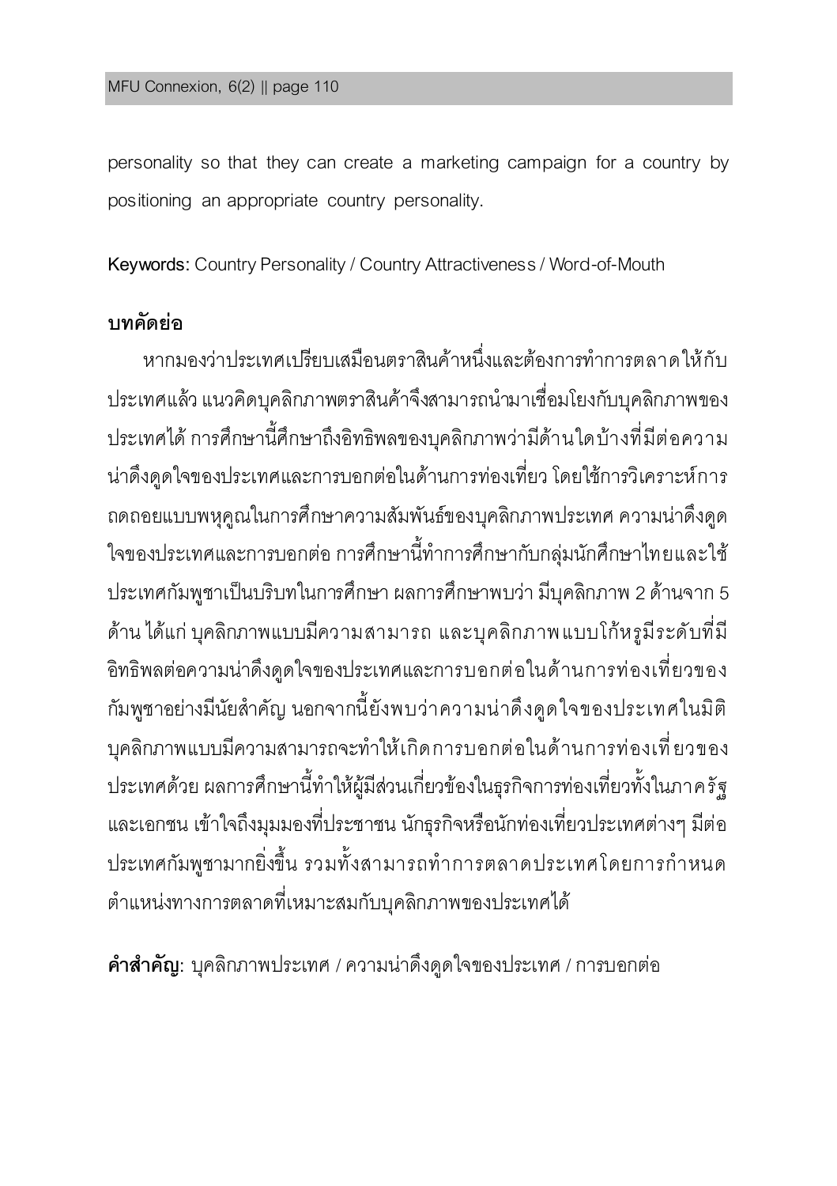personality so that they can create a marketing campaign for a country by positioning an appropriate country personality.

**Keywords:** Country Personality / Country Attractiveness / Word-of-Mouth

## บทคัดย่อ

หากมองว่าประเทศเปรียบเสมือนตราสินค้าหนึ่งและต้องการทำการตลาดให้กับประเทศแล้ว แนวคิดบุคลิกภาพตราสินค้าจึงสามารถนำมาเชื่อมโยงกับบุคลิกภาพของประเทศได้ การศึกษานี้ศึกษาถึงอิทธิพลของบุคลิกภาพว่ามีด้านใดบ้างที่มีต่อความน่าดึงดูดใจของประเทศและการบอกต่อในด้านการท่องเที่ยว โดยใช้การวิเคราะห์การถดถอยแบบพหุคูณในการศึกษาความสัมพันธ์ของบุคลิกภาพประเทศ ความน่าดึงดูดใจของประเทศและการบอกต่อ การศึกษานี้ทำการศึกษากับกลุ่มนักศึกษาไทยและใช้ประเทศกัมพูชาเป็นบริบทในการศึกษา ผลการศึกษาพบว่า มีบุคลิกภาพ 2 ด้านจาก 5 ด้าน ได้แก่ บุคลิกภาพแบบมีความสามารถ และบุคลิกภาพแบบโก้หรูมีระดับที่มีอิทธิพลต่อความน่าดึงดูดใจของประเทศและการบอกต่อในด้านการท่องเที่ยวของกัมพูชาอย่างมีนัยสำคัญ นอกจากนี้ยังพบว่าความน่าดึงดูดใจของประเทศในมิติบุคลิกภาพแบบมีความสามารถจะทำให้เกิดการบอกต่อในด้านการท่องเที่ยวของประเทศด้วย ผลการศึกษานี้ทำให้ผู้มีส่วนเกี่ยวข้องในธุรกิจการท่องเที่ยวทั้งในภาครัฐและเอกชน เข้าใจถึงมุมมองที่ประชาชน นักธุรกิจหรือนักท่องเที่ยวประเทศต่างๆ มีต่อประเทศกัมพูชามากยิ่งขึ้น รวมทั้งสามารถทำการตลาดประเทศโดยการกำหนดตำแหน่งทางการตลาดที่เหมาะสมกับบุคลิกภาพของประเทศได้

**คำสำคัญ:** บุคลิกภาพประเทศ / ความน่าดึงดูดใจของประเทศ / การบอกต่อ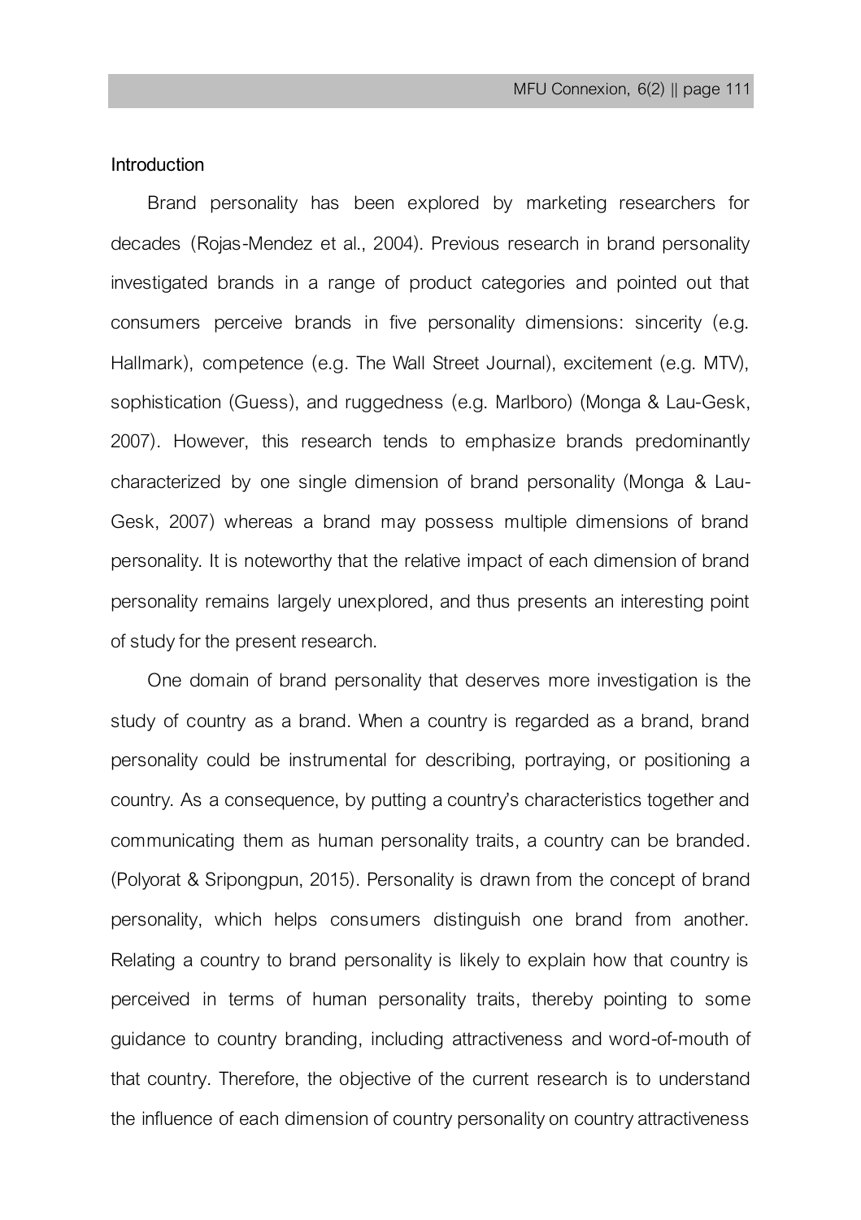## Introduction

Brand personality has been explored by marketing researchers for decades (Rojas-Mendez et al., 2004). Previous research in brand personality investigated brands in a range of product categories and pointed out that consumers perceive brands in five personality dimensions: sincerity (e.g. Hallmark), competence (e.g. The Wall Street Journal), excitement (e.g. MTV), sophistication (Guess), and ruggedness (e.g. Marlboro) (Monga & Lau-Gesk, 2007). However, this research tends to emphasize brands predominantly characterized by one single dimension of brand personality (Monga & Lau-Gesk, 2007) whereas a brand may possess multiple dimensions of brand personality. It is noteworthy that the relative impact of each dimension of brand personality remains largely unexplored, and thus presents an interesting point of study for the present research.

One domain of brand personality that deserves more investigation is the study of country as a brand. When a country is regarded as a brand, brand personality could be instrumental for describing, portraying, or positioning a country. As a consequence, by putting a country's characteristics together and communicating them as human personality traits, a country can be branded. (Polyorat & Sripongpun, 2015). Personality is drawn from the concept of brand personality, which helps consumers distinguish one brand from another. Relating a country to brand personality is likely to explain how that country is perceived in terms of human personality traits, thereby pointing to some guidance to country branding, including attractiveness and word-of-mouth of that country. Therefore, the objective of the current research is to understand the influence of each dimension of country personality on country attractiveness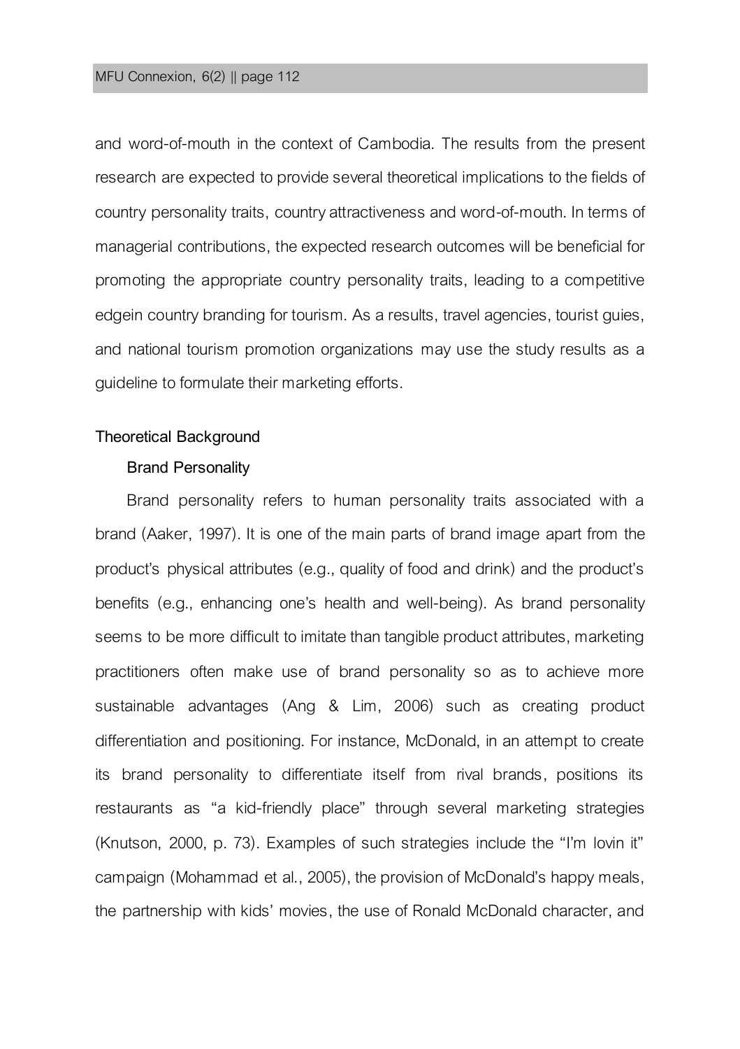and word-of-mouth in the context of Cambodia. The results from the present research are expected to provide several theoretical implications to the fields of country personality traits, country attractiveness and word-of-mouth. In terms of managerial contributions, the expected research outcomes will be beneficial for promoting the appropriate country personality traits, leading to a competitive edgein country branding for tourism. As a results, travel agencies, tourist guies, and national tourism promotion organizations may use the study results as a guideline to formulate their marketing efforts.

## Theoretical Background

### Brand Personality

Brand personality refers to human personality traits associated with a brand (Aaker, 1997). It is one of the main parts of brand image apart from the product's physical attributes (e.g., quality of food and drink) and the product's benefits (e.g., enhancing one's health and well-being). As brand personality seems to be more difficult to imitate than tangible product attributes, marketing practitioners often make use of brand personality so as to achieve more sustainable advantages (Ang & Lim, 2006) such as creating product differentiation and positioning. For instance, McDonald, in an attempt to create its brand personality to differentiate itself from rival brands, positions its restaurants as "a kid-friendly place" through several marketing strategies (Knutson, 2000, p. 73). Examples of such strategies include the "I'm lovin it" campaign (Mohammad et al., 2005), the provision of McDonald's happy meals, the partnership with kids' movies, the use of Ronald McDonald character, and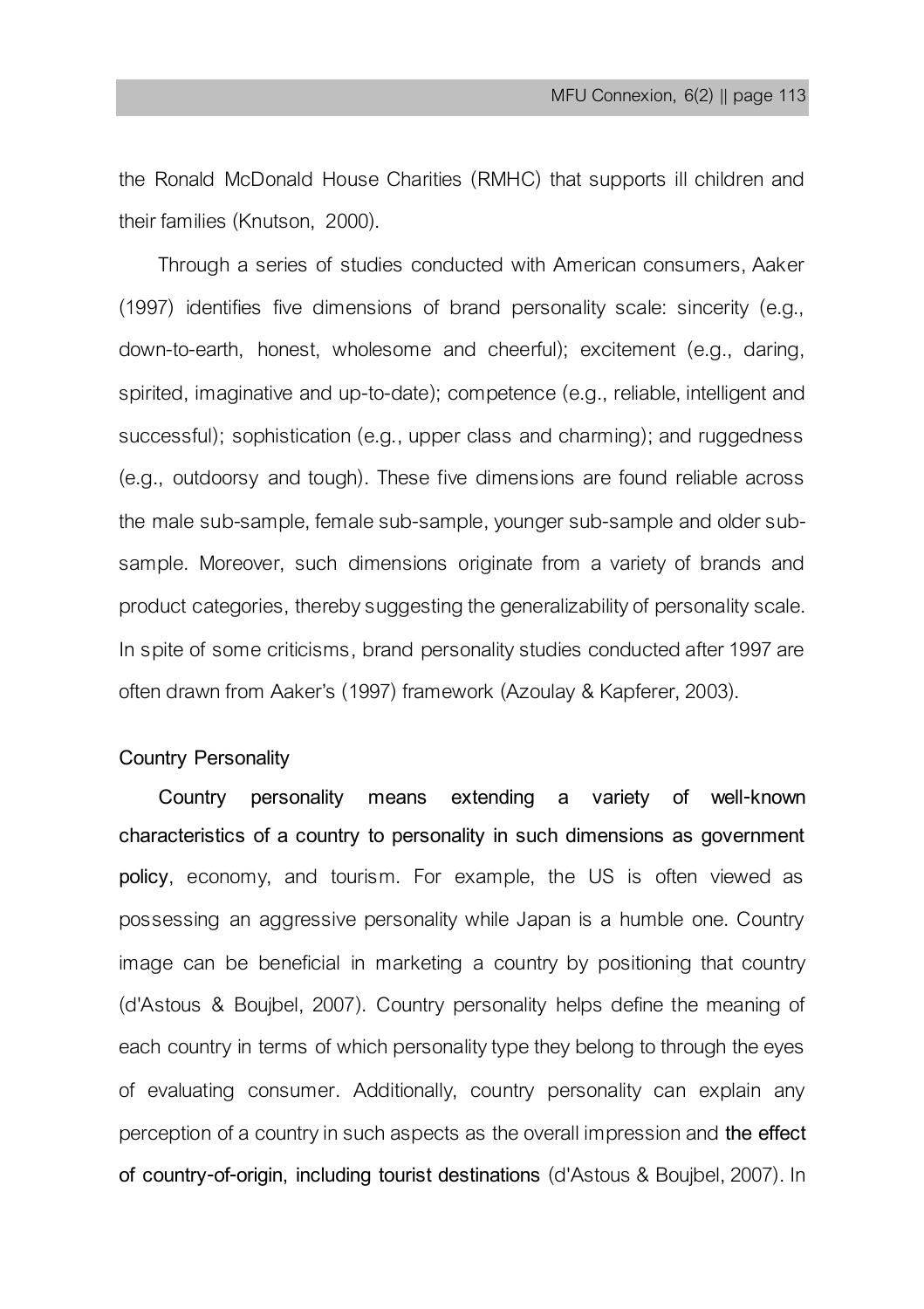the Ronald McDonald House Charities (RMHC) that supports ill children and their families (Knutson, 2000).

Through a series of studies conducted with American consumers, Aaker (1997) identifies five dimensions of brand personality scale: sincerity (e.g., down-to-earth, honest, wholesome and cheerful); excitement (e.g., daring, spirited, imaginative and up-to-date); competence (e.g., reliable, intelligent and successful); sophistication (e.g., upper class and charming); and ruggedness (e.g., outdoorsy and tough). These five dimensions are found reliable across the male sub-sample, female sub-sample, younger sub-sample and older sub-sample. Moreover, such dimensions originate from a variety of brands and product categories, thereby suggesting the generalizability of personality scale. In spite of some criticisms, brand personality studies conducted after 1997 are often drawn from Aaker's (1997) framework (Azoulay & Kapferer, 2003).

### Country Personality

**Country personality means extending a variety of well-known characteristics of a country to personality in such dimensions as government policy**, economy, and tourism. For example, the US is often viewed as possessing an aggressive personality while Japan is a humble one. Country image can be beneficial in marketing a country by positioning that country (d'Astous & Boujbel, 2007). Country personality helps define the meaning of each country in terms of which personality type they belong to through the eyes of evaluating consumer. Additionally, country personality can explain any perception of a country in such aspects as the overall impression and **the effect of country-of-origin, including tourist destinations** (d'Astous & Boujbel, 2007). In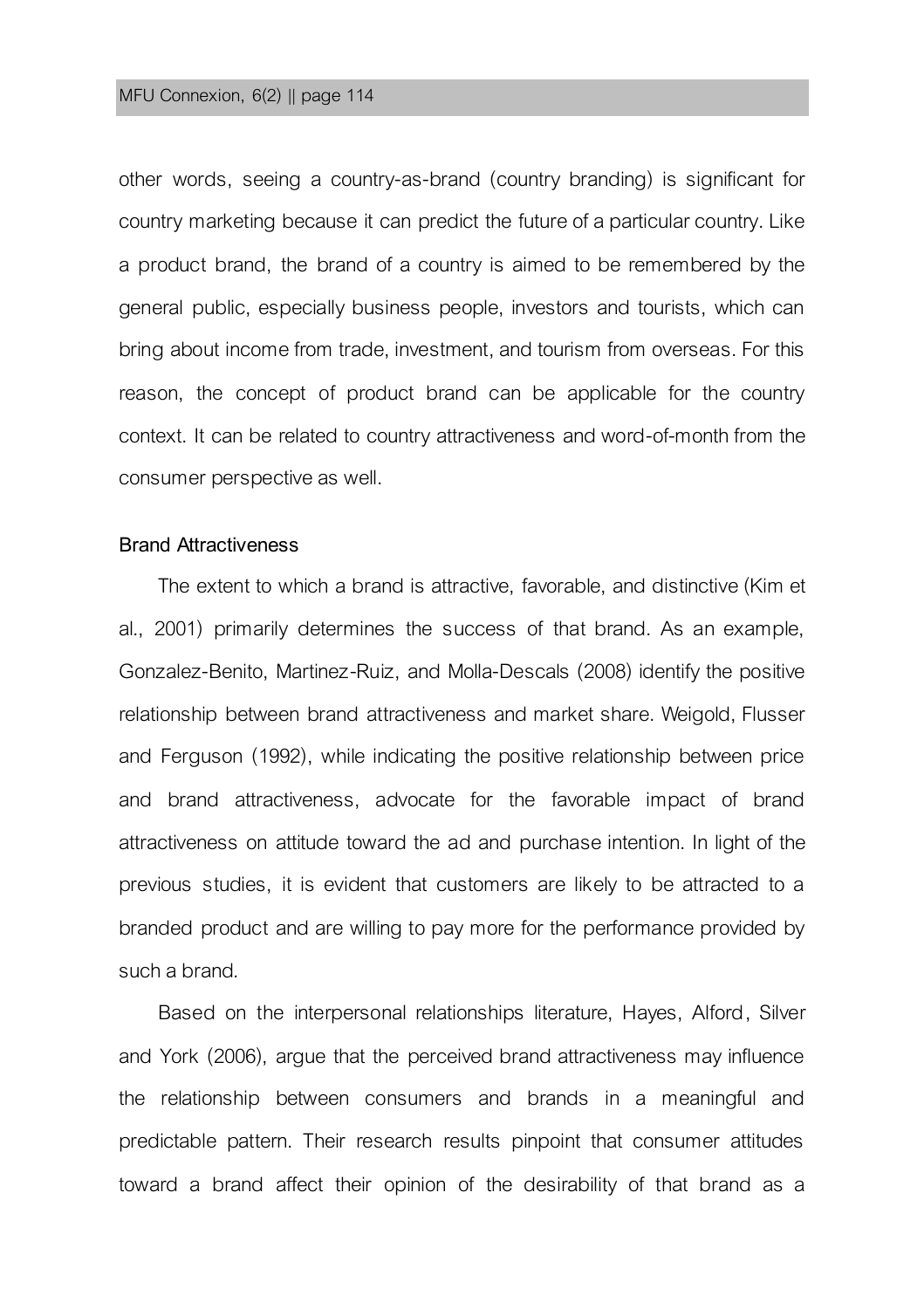other words, seeing a country-as-brand (country branding) is significant for country marketing because it can predict the future of a particular country. Like a product brand, the brand of a country is aimed to be remembered by the general public, especially business people, investors and tourists, which can bring about income from trade, investment, and tourism from overseas. For this reason, the concept of product brand can be applicable for the country context. It can be related to country attractiveness and word-of-month from the consumer perspective as well.

### Brand Attractiveness

The extent to which a brand is attractive, favorable, and distinctive (Kim et al., 2001) primarily determines the success of that brand. As an example, Gonzalez-Benito, Martinez-Ruiz, and Molla-Descals (2008) identify the positive relationship between brand attractiveness and market share. Weigold, Flusser and Ferguson (1992), while indicating the positive relationship between price and brand attractiveness, advocate for the favorable impact of brand attractiveness on attitude toward the ad and purchase intention. In light of the previous studies, it is evident that customers are likely to be attracted to a branded product and are willing to pay more for the performance provided by such a brand.

Based on the interpersonal relationships literature, Hayes, Alford, Silver and York (2006), argue that the perceived brand attractiveness may influence the relationship between consumers and brands in a meaningful and predictable pattern. Their research results pinpoint that consumer attitudes toward a brand affect their opinion of the desirability of that brand as a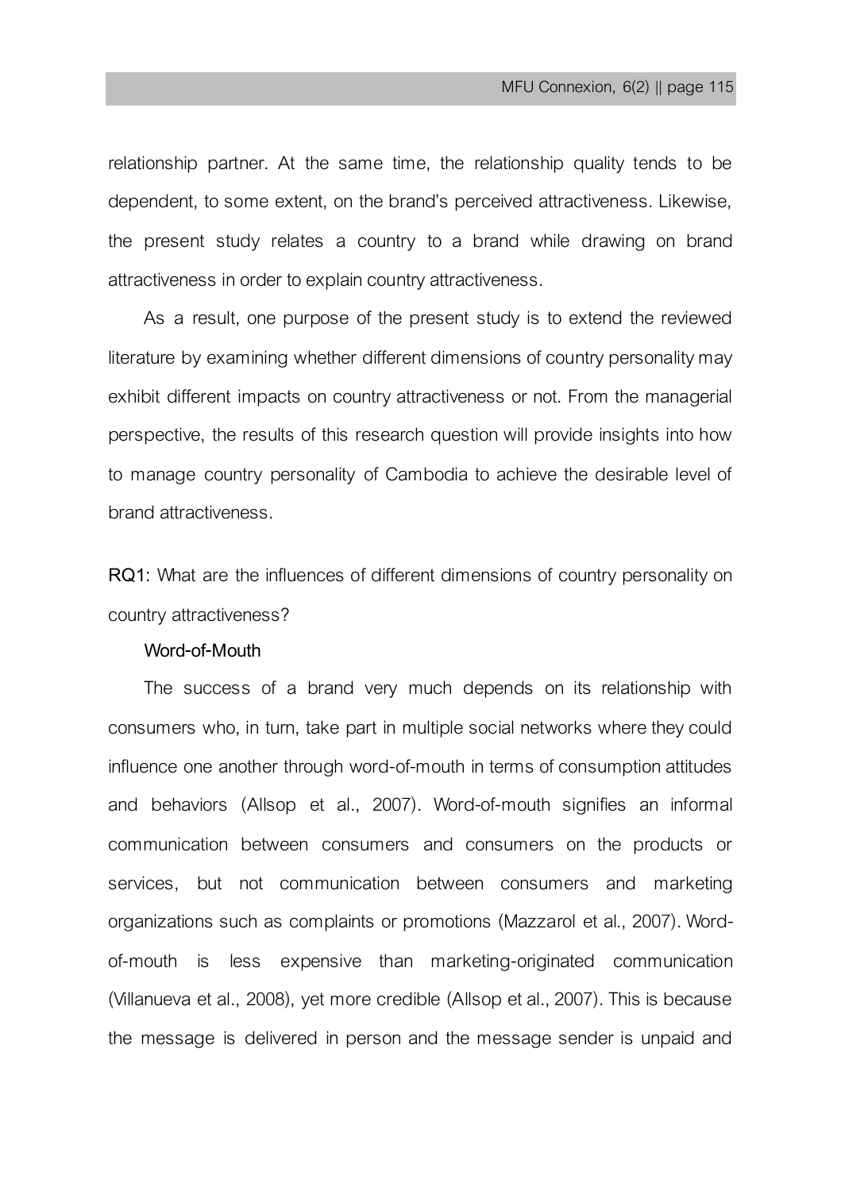relationship partner. At the same time, the relationship quality tends to be dependent, to some extent, on the brand's perceived attractiveness. Likewise, the present study relates a country to a brand while drawing on brand attractiveness in order to explain country attractiveness.

As a result, one purpose of the present study is to extend the reviewed literature by examining whether different dimensions of country personality may exhibit different impacts on country attractiveness or not. From the managerial perspective, the results of this research question will provide insights into how to manage country personality of Cambodia to achieve the desirable level of brand attractiveness.

**RQ1:** What are the influences of different dimensions of country personality on country attractiveness?

**Word-of-Mouth**

The success of a brand very much depends on its relationship with consumers who, in turn, take part in multiple social networks where they could influence one another through word-of-mouth in terms of consumption attitudes and behaviors (Allsop et al., 2007). Word-of-mouth signifies an informal communication between consumers and consumers on the products or services, but not communication between consumers and marketing organizations such as complaints or promotions (Mazzarol et al., 2007). Word-of-mouth is less expensive than marketing-originated communication (Villanueva et al., 2008), yet more credible (Allsop et al., 2007). This is because the message is delivered in person and the message sender is unpaid and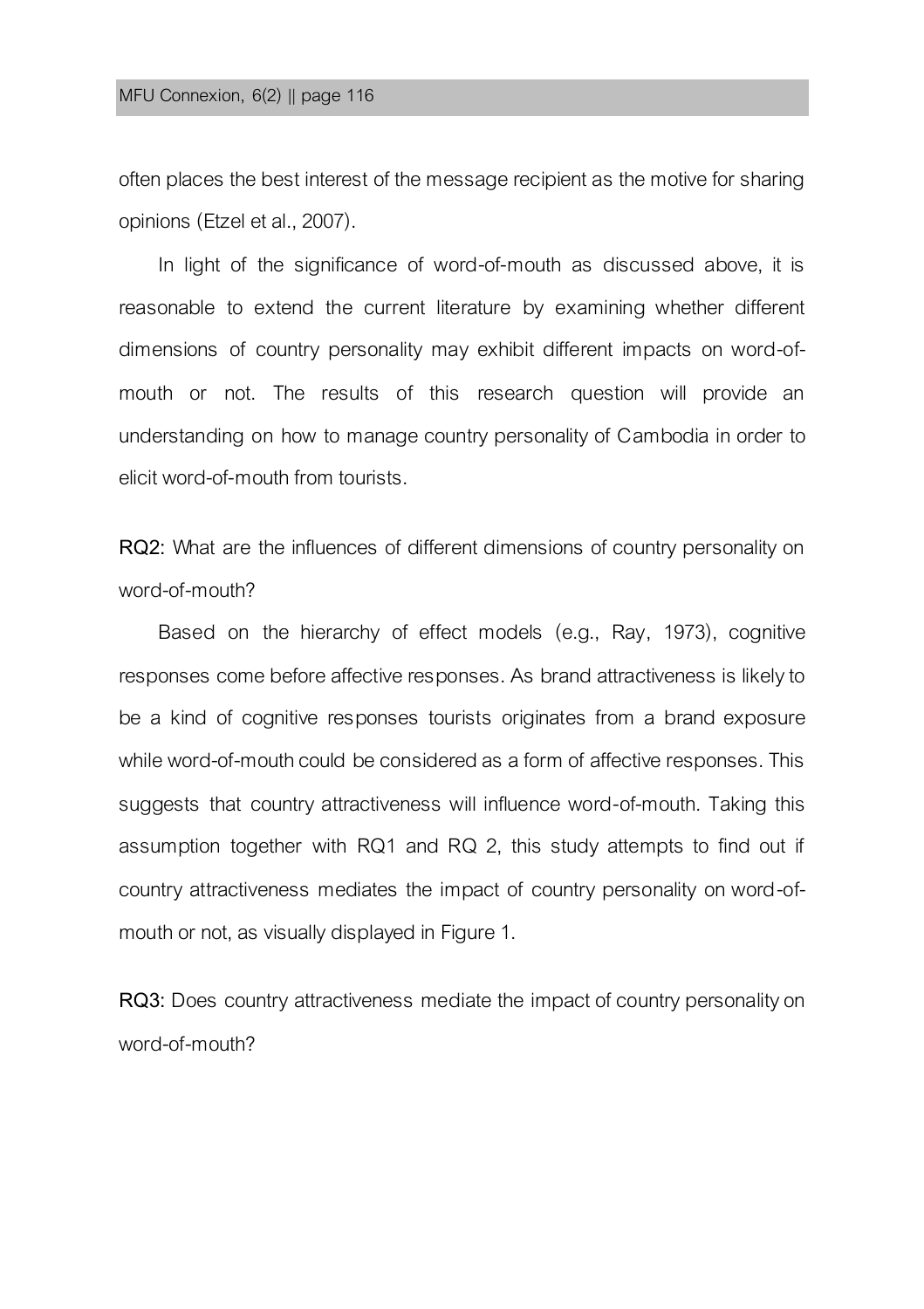often places the best interest of the message recipient as the motive for sharing opinions (Etzel et al., 2007).

In light of the significance of word-of-mouth as discussed above, it is reasonable to extend the current literature by examining whether different dimensions of country personality may exhibit different impacts on word-of-mouth or not. The results of this research question will provide an understanding on how to manage country personality of Cambodia in order to elicit word-of-mouth from tourists.

**RQ2:** What are the influences of different dimensions of country personality on word-of-mouth?

Based on the hierarchy of effect models (e.g., Ray, 1973), cognitive responses come before affective responses. As brand attractiveness is likely to be a kind of cognitive responses tourists originates from a brand exposure while word-of-mouth could be considered as a form of affective responses. This suggests that country attractiveness will influence word-of-mouth. Taking this assumption together with RQ1 and RQ 2, this study attempts to find out if country attractiveness mediates the impact of country personality on word-of-mouth or not, as visually displayed in Figure 1.

**RQ3:** Does country attractiveness mediate the impact of country personality on word-of-mouth?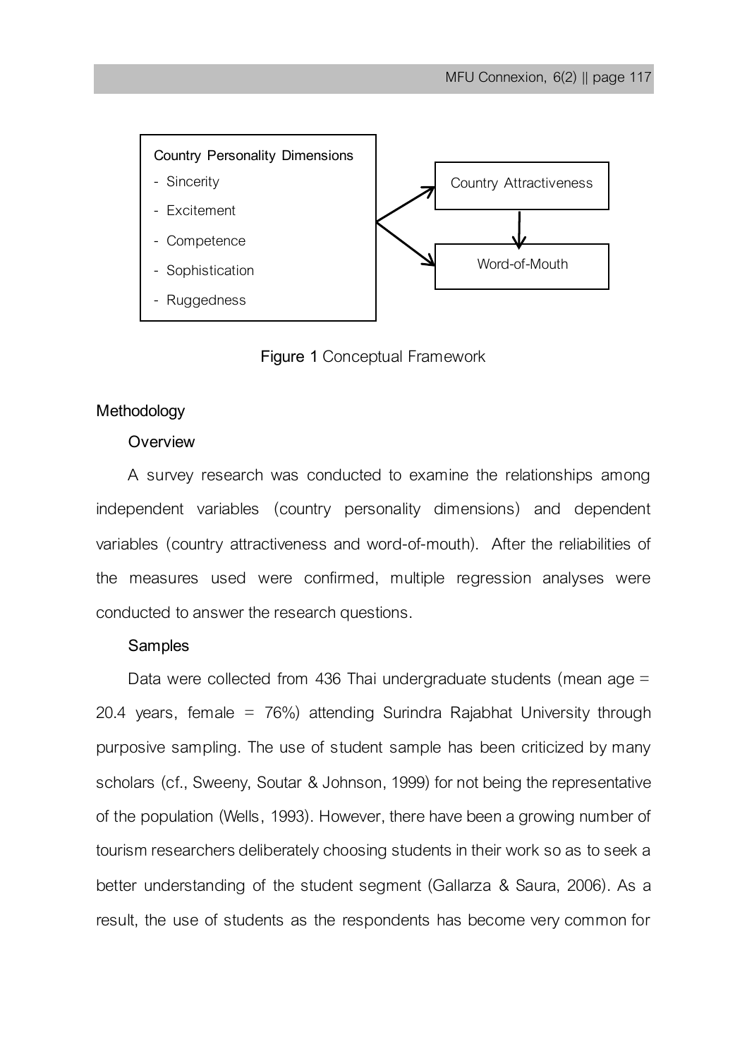Country Personality Dimensions

- Sincerity
- Excitement
- Competence
- Sophistication
- Ruggedness

Country Attractiveness

Word-of-Mouth

**Figure 1** Conceptual Framework

## Methodology

### Overview

A survey research was conducted to examine the relationships among independent variables (country personality dimensions) and dependent variables (country attractiveness and word-of-mouth). After the reliabilities of the measures used were confirmed, multiple regression analyses were conducted to answer the research questions.

### Samples

Data were collected from 436 Thai undergraduate students (mean age = 20.4 years, female = 76%) attending Surindra Rajabhat University through purposive sampling. The use of student sample has been criticized by many scholars (cf., Sweeny, Soutar & Johnson, 1999) for not being the representative of the population (Wells, 1993). However, there have been a growing number of tourism researchers deliberately choosing students in their work so as to seek a better understanding of the student segment (Gallarza & Saura, 2006). As a result, the use of students as the respondents has become very common for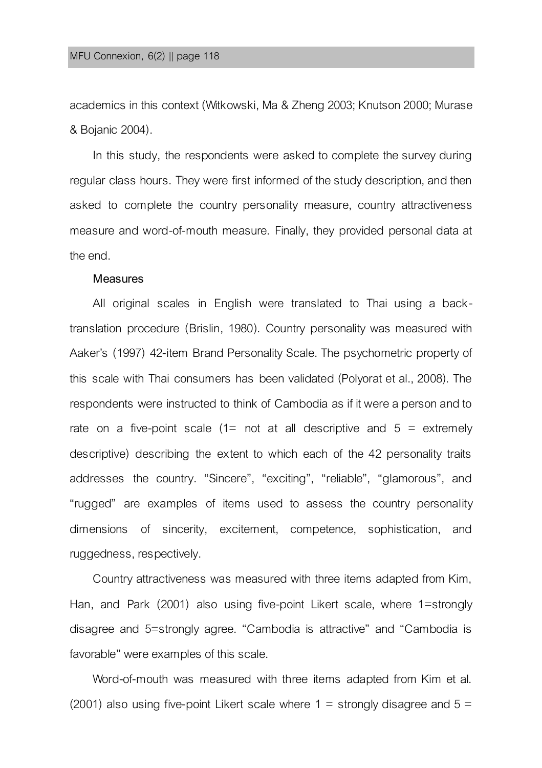academics in this context (Witkowski, Ma & Zheng 2003; Knutson 2000; Murase & Bojanic 2004).

In this study, the respondents were asked to complete the survey during regular class hours. They were first informed of the study description, and then asked to complete the country personality measure, country attractiveness measure and word-of-mouth measure. Finally, they provided personal data at the end.

### Measures

All original scales in English were translated to Thai using a back-translation procedure (Brislin, 1980). Country personality was measured with Aaker's (1997) 42-item Brand Personality Scale. The psychometric property of this scale with Thai consumers has been validated (Polyorat et al., 2008). The respondents were instructed to think of Cambodia as if it were a person and to rate on a five-point scale (1= not at all descriptive and 5 = extremely descriptive) describing the extent to which each of the 42 personality traits addresses the country. "Sincere", "exciting", "reliable", "glamorous", and "rugged" are examples of items used to assess the country personality dimensions of sincerity, excitement, competence, sophistication, and ruggedness, respectively.

Country attractiveness was measured with three items adapted from Kim, Han, and Park (2001) also using five-point Likert scale, where 1=strongly disagree and 5=strongly agree. "Cambodia is attractive" and "Cambodia is favorable" were examples of this scale.

Word-of-mouth was measured with three items adapted from Kim et al. (2001) also using five-point Likert scale where 1 = strongly disagree and 5 =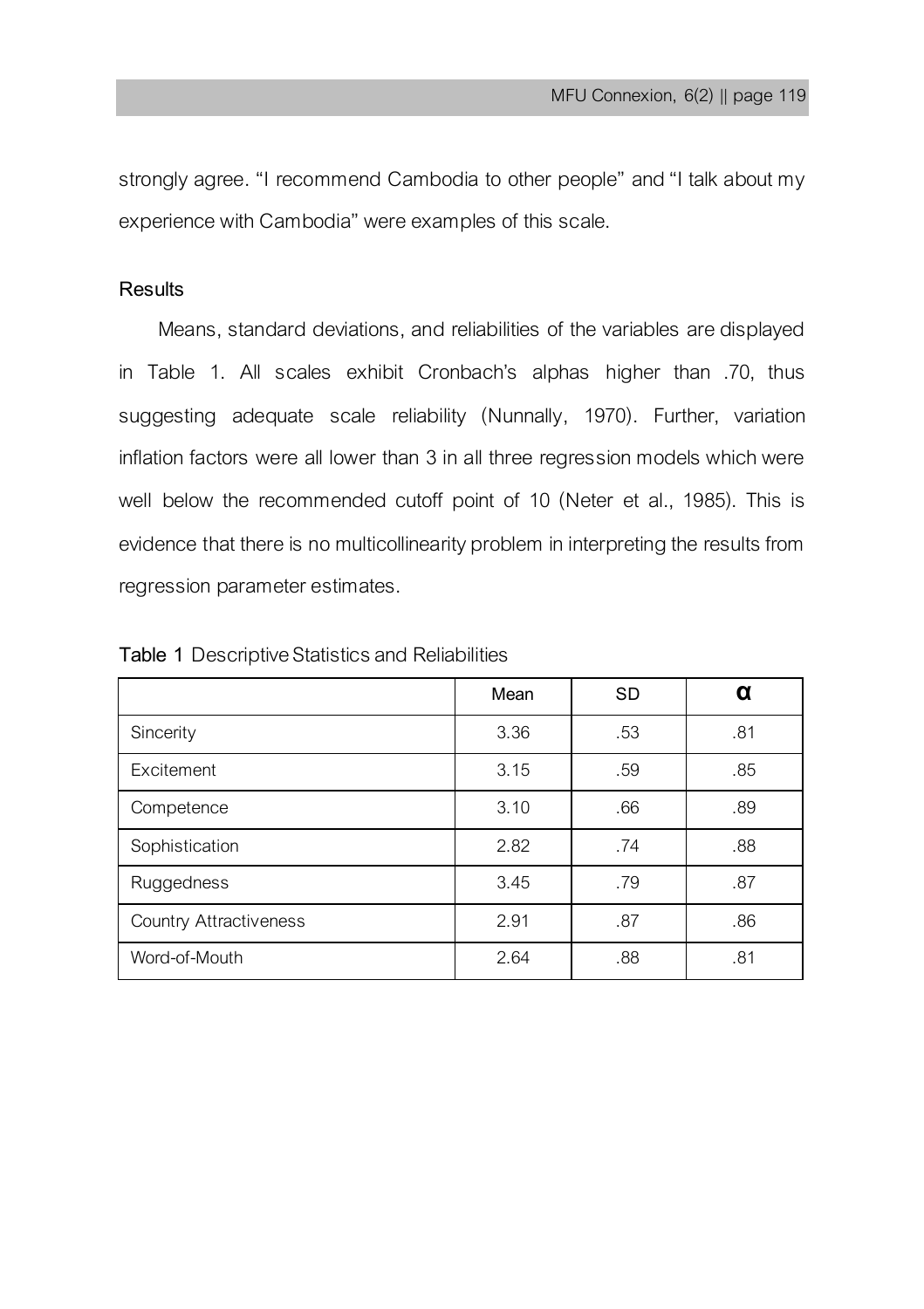strongly agree. "I recommend Cambodia to other people" and "I talk about my experience with Cambodia" were examples of this scale.

## Results

Means, standard deviations, and reliabilities of the variables are displayed in Table 1. All scales exhibit Cronbach's alphas higher than .70, thus suggesting adequate scale reliability (Nunnally, 1970). Further, variation inflation factors were all lower than 3 in all three regression models which were well below the recommended cutoff point of 10 (Neter et al., 1985). This is evidence that there is no multicollinearity problem in interpreting the results from regression parameter estimates.

**Table 1** Descriptive Statistics and Reliabilities

| | Mean | SD | α |
|---|---|---|---|
| Sincerity | 3.36 | .53 | .81 |
| Excitement | 3.15 | .59 | .85 |
| Competence | 3.10 | .66 | .89 |
| Sophistication | 2.82 | .74 | .88 |
| Ruggedness | 3.45 | .79 | .87 |
| Country Attractiveness | 2.91 | .87 | .86 |
| Word-of-Mouth | 2.64 | .88 | .81 |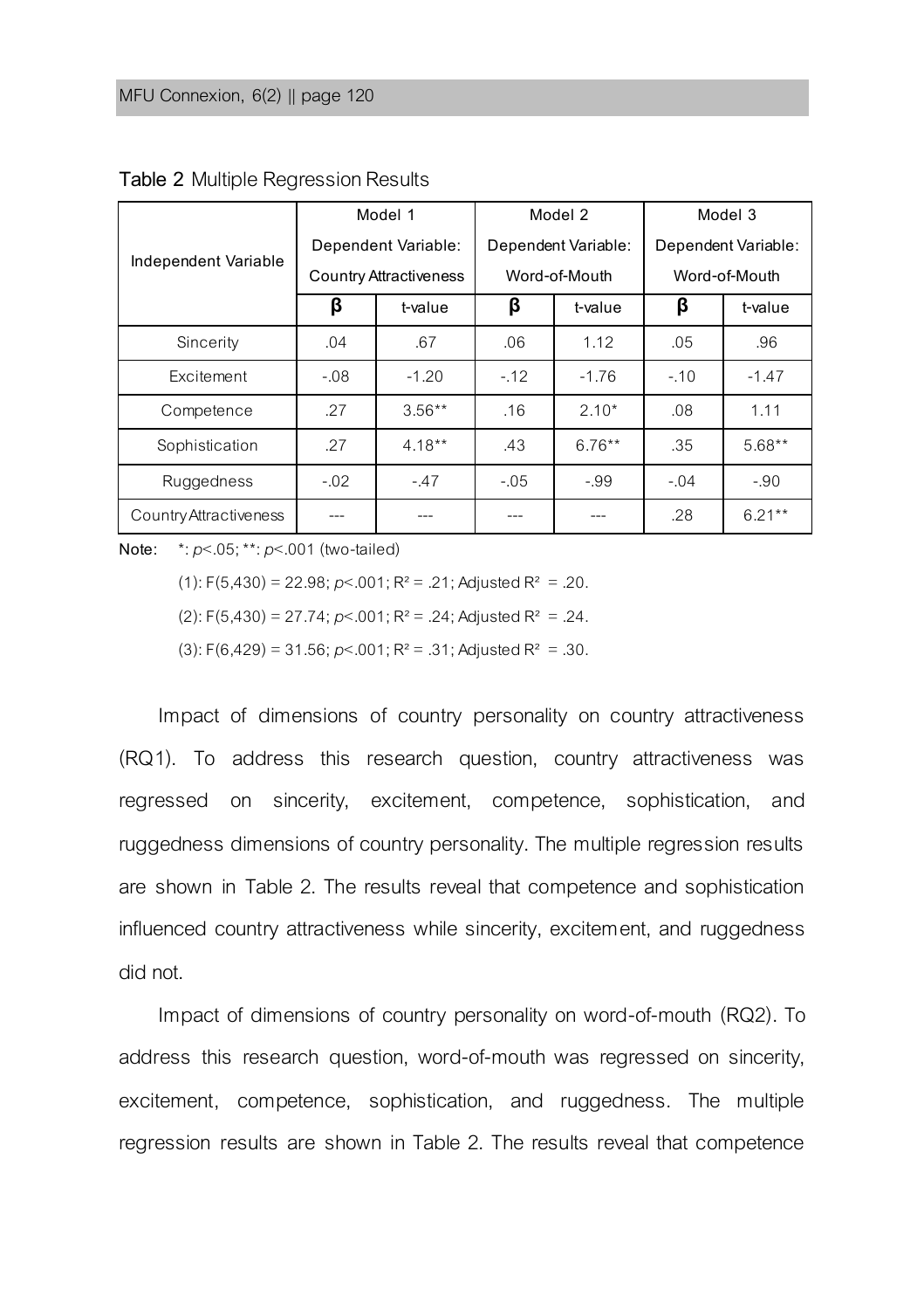**Table 2** Multiple Regression Results

| Independent Variable | Model 1 Dependent Variable: Country Attractiveness | | Model 2 Dependent Variable: Word-of-Mouth | | Model 3 Dependent Variable: Word-of-Mouth | |
|---|---|---|---|---|---|---|
| | **β** | t-value | **β** | t-value | **β** | t-value |
| Sincerity | .04 | .67 | .06 | 1.12 | .05 | .96 |
| Excitement | -.08 | -1.20 | -.12 | -1.76 | -.10 | -1.47 |
| Competence | .27 | 3.56** | .16 | 2.10* | .08 | 1.11 |
| Sophistication | .27 | 4.18** | .43 | 6.76** | .35 | 5.68** |
| Ruggedness | -.02 | -.47 | -.05 | -.99 | -.04 | -.90 |
| Country Attractiveness | --- | --- | --- | --- | .28 | 6.21** |

Note: *: $p<.05$; **: $p<.001$ (two-tailed)

(1): $F(5,430) = 22.98$; $p<.001$; $R^2 = .21$; Adjusted $R^2 = .20$.

(2): $F(5,430) = 27.74$; $p<.001$; $R^2 = .24$; Adjusted $R^2 = .24$.

(3): $F(6,429) = 31.56$; $p<.001$; $R^2 = .31$; Adjusted $R^2 = .30$.

Impact of dimensions of country personality on country attractiveness (RQ1). To address this research question, country attractiveness was regressed on sincerity, excitement, competence, sophistication, and ruggedness dimensions of country personality. The multiple regression results are shown in Table 2. The results reveal that competence and sophistication influenced country attractiveness while sincerity, excitement, and ruggedness did not.

Impact of dimensions of country personality on word-of-mouth (RQ2). To address this research question, word-of-mouth was regressed on sincerity, excitement, competence, sophistication, and ruggedness. The multiple regression results are shown in Table 2. The results reveal that competence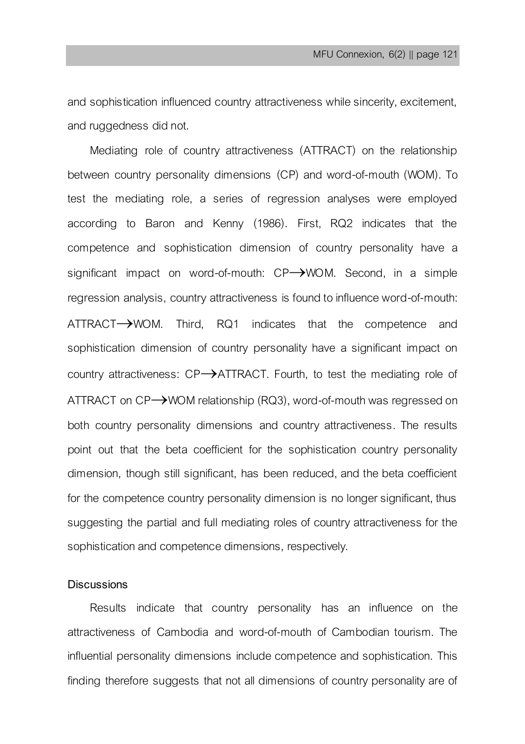and sophistication influenced country attractiveness while sincerity, excitement, and ruggedness did not.

Mediating role of country attractiveness (ATTRACT) on the relationship between country personality dimensions (CP) and word-of-mouth (WOM). To test the mediating role, a series of regression analyses were employed according to Baron and Kenny (1986). First, RQ2 indicates that the competence and sophistication dimension of country personality have a significant impact on word-of-mouth: CP→WOM. Second, in a simple regression analysis, country attractiveness is found to influence word-of-mouth: ATTRACT→WOM. Third, RQ1 indicates that the competence and sophistication dimension of country personality have a significant impact on country attractiveness: CP→ATTRACT. Fourth, to test the mediating role of ATTRACT on CP→WOM relationship (RQ3), word-of-mouth was regressed on both country personality dimensions and country attractiveness. The results point out that the beta coefficient for the sophistication country personality dimension, though still significant, has been reduced, and the beta coefficient for the competence country personality dimension is no longer significant, thus suggesting the partial and full mediating roles of country attractiveness for the sophistication and competence dimensions, respectively.

## Discussions

Results indicate that country personality has an influence on the attractiveness of Cambodia and word-of-mouth of Cambodian tourism. The influential personality dimensions include competence and sophistication. This finding therefore suggests that not all dimensions of country personality are of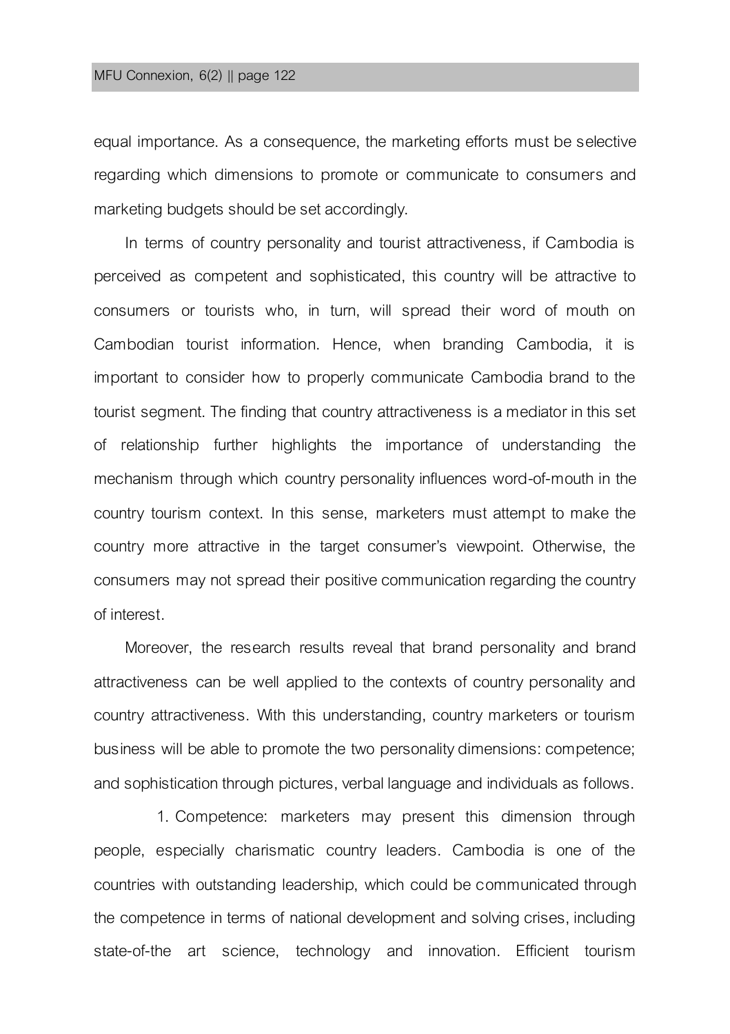equal importance. As a consequence, the marketing efforts must be selective regarding which dimensions to promote or communicate to consumers and marketing budgets should be set accordingly.

In terms of country personality and tourist attractiveness, if Cambodia is perceived as competent and sophisticated, this country will be attractive to consumers or tourists who, in turn, will spread their word of mouth on Cambodian tourist information. Hence, when branding Cambodia, it is important to consider how to properly communicate Cambodia brand to the tourist segment. The finding that country attractiveness is a mediator in this set of relationship further highlights the importance of understanding the mechanism through which country personality influences word-of-mouth in the country tourism context. In this sense, marketers must attempt to make the country more attractive in the target consumer's viewpoint. Otherwise, the consumers may not spread their positive communication regarding the country of interest.

Moreover, the research results reveal that brand personality and brand attractiveness can be well applied to the contexts of country personality and country attractiveness. With this understanding, country marketers or tourism business will be able to promote the two personality dimensions: competence; and sophistication through pictures, verbal language and individuals as follows.

1. Competence: marketers may present this dimension through people, especially charismatic country leaders. Cambodia is one of the countries with outstanding leadership, which could be communicated through the competence in terms of national development and solving crises, including state-of-the art science, technology and innovation. Efficient tourism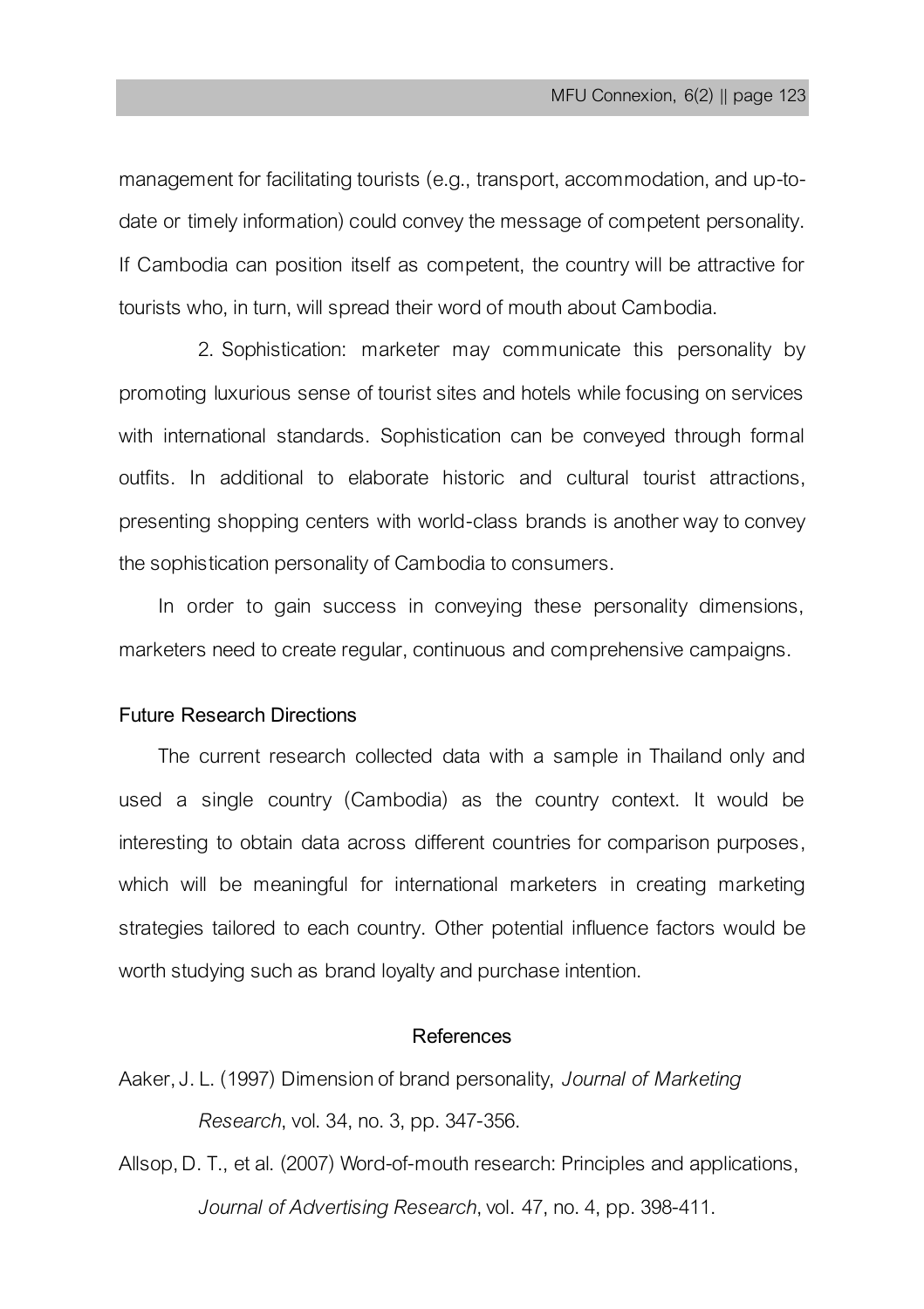management for facilitating tourists (e.g., transport, accommodation, and up-to-date or timely information) could convey the message of competent personality. If Cambodia can position itself as competent, the country will be attractive for tourists who, in turn, will spread their word of mouth about Cambodia.

2. Sophistication: marketer may communicate this personality by promoting luxurious sense of tourist sites and hotels while focusing on services with international standards. Sophistication can be conveyed through formal outfits. In additional to elaborate historic and cultural tourist attractions, presenting shopping centers with world-class brands is another way to convey the sophistication personality of Cambodia to consumers.

In order to gain success in conveying these personality dimensions, marketers need to create regular, continuous and comprehensive campaigns.

## Future Research Directions

The current research collected data with a sample in Thailand only and used a single country (Cambodia) as the country context. It would be interesting to obtain data across different countries for comparison purposes, which will be meaningful for international marketers in creating marketing strategies tailored to each country. Other potential influence factors would be worth studying such as brand loyalty and purchase intention.

## References

Aaker, J. L. (1997) Dimension of brand personality, *Journal of Marketing Research*, vol. 34, no. 3, pp. 347-356.

Allsop, D. T., et al. (2007) Word-of-mouth research: Principles and applications, *Journal of Advertising Research*, vol. 47, no. 4, pp. 398-411.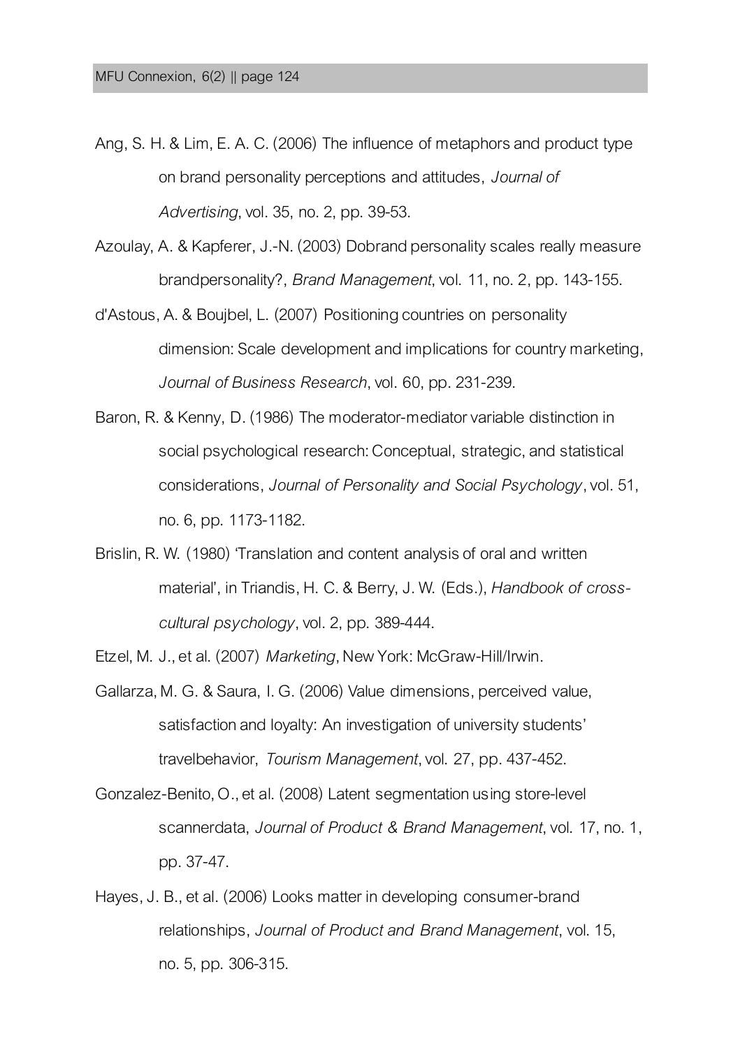Ang, S. H. & Lim, E. A. C. (2006) The influence of metaphors and product type on brand personality perceptions and attitudes, *Journal of Advertising*, vol. 35, no. 2, pp. 39-53.

Azoulay, A. & Kapferer, J.-N. (2003) Dobrand personality scales really measure brandpersonality?, *Brand Management*, vol. 11, no. 2, pp. 143-155.

d'Astous, A. & Boujbel, L. (2007) Positioning countries on personality dimension: Scale development and implications for country marketing, *Journal of Business Research*, vol. 60, pp. 231-239.

Baron, R. & Kenny, D. (1986) The moderator-mediator variable distinction in social psychological research: Conceptual, strategic, and statistical considerations, *Journal of Personality and Social Psychology*, vol. 51, no. 6, pp. 1173-1182.

Brislin, R. W. (1980) 'Translation and content analysis of oral and written material', in Triandis, H. C. & Berry, J. W. (Eds.), *Handbook of cross-cultural psychology*, vol. 2, pp. 389-444.

Etzel, M. J., et al. (2007) *Marketing*, New York: McGraw-Hill/Irwin.

Gallarza, M. G. & Saura, I. G. (2006) Value dimensions, perceived value, satisfaction and loyalty: An investigation of university students' travelbehavior, *Tourism Management*, vol. 27, pp. 437-452.

Gonzalez-Benito, O., et al. (2008) Latent segmentation using store-level scannerdata, *Journal of Product & Brand Management*, vol. 17, no. 1, pp. 37-47.

Hayes, J. B., et al. (2006) Looks matter in developing consumer-brand relationships, *Journal of Product and Brand Management*, vol. 15, no. 5, pp. 306-315.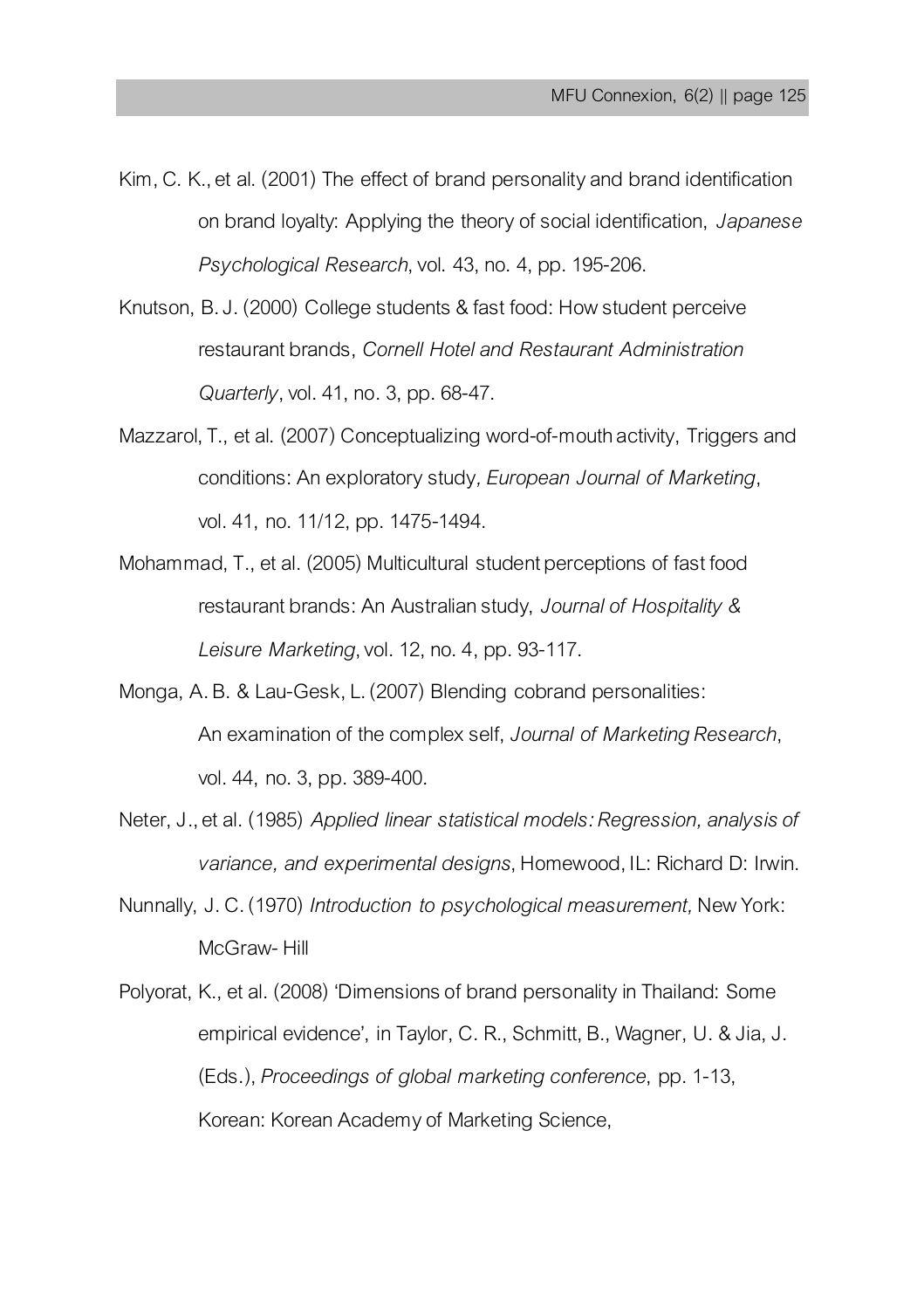Kim, C. K., et al. (2001) The effect of brand personality and brand identification on brand loyalty: Applying the theory of social identification, *Japanese Psychological Research*, vol. 43, no. 4, pp. 195-206.

Knutson, B. J. (2000) College students & fast food: How student perceive restaurant brands, *Cornell Hotel and Restaurant Administration Quarterly*, vol. 41, no. 3, pp. 68-47.

Mazzarol, T., et al. (2007) Conceptualizing word-of-mouth activity, Triggers and conditions: An exploratory study*, European Journal of Marketing*, vol. 41, no. 11/12, pp. 1475-1494.

Mohammad, T., et al. (2005) Multicultural student perceptions of fast food restaurant brands: An Australian study, *Journal of Hospitality & Leisure Marketing*, vol. 12, no. 4, pp. 93-117.

Monga, A. B. & Lau-Gesk, L. (2007) Blending cobrand personalities: An examination of the complex self, *Journal of Marketing Research*, vol. 44, no. 3, pp. 389-400.

Neter, J., et al. (1985) *Applied linear statistical models: Regression, analysis of variance, and experimental designs*, Homewood, IL: Richard D: Irwin.

Nunnally, J. C. (1970) *Introduction to psychological measurement,* New York: McGraw- Hill

Polyorat, K., et al. (2008) 'Dimensions of brand personality in Thailand: Some empirical evidence', in Taylor, C. R., Schmitt, B., Wagner, U. & Jia, J. (Eds.), *Proceedings of global marketing conference*, pp. 1-13, Korean: Korean Academy of Marketing Science,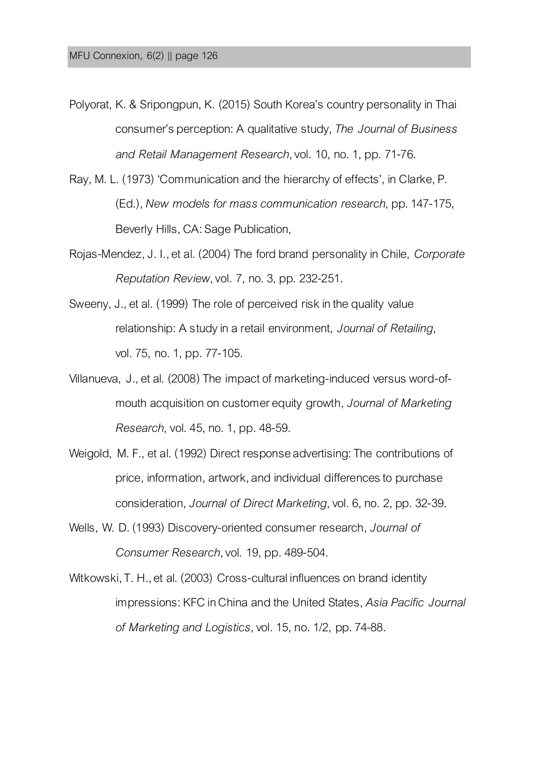Polyorat, K. & Sripongpun, K. (2015) South Korea's country personality in Thai consumer's perception: A qualitative study, *The Journal of Business and Retail Management Research*, vol. 10, no. 1, pp. 71-76.

Ray, M. L. (1973) 'Communication and the hierarchy of effects', in Clarke, P. (Ed.), *New models for mass communication research*, pp. 147-175, Beverly Hills, CA: Sage Publication,

Rojas-Mendez, J. I., et al. (2004) The ford brand personality in Chile, *Corporate Reputation Review*, vol. 7, no. 3, pp. 232-251.

Sweeny, J., et al. (1999) The role of perceived risk in the quality value relationship: A study in a retail environment, *Journal of Retailing*, vol. 75, no. 1, pp. 77-105.

Villanueva, J., et al. (2008) The impact of marketing-induced versus word-of-mouth acquisition on customer equity growth, *Journal of Marketing Research*, vol. 45, no. 1, pp. 48-59.

Weigold, M. F., et al. (1992) Direct response advertising: The contributions of price, information, artwork, and individual differences to purchase consideration, *Journal of Direct Marketing*, vol. 6, no. 2, pp. 32-39.

Wells, W. D. (1993) Discovery-oriented consumer research, *Journal of Consumer Research*, vol. 19, pp. 489-504.

Witkowski, T. H., et al. (2003) Cross-cultural influences on brand identity impressions: KFC in China and the United States, *Asia Pacific Journal of Marketing and Logistics*, vol. 15, no. 1/2, pp. 74-88.